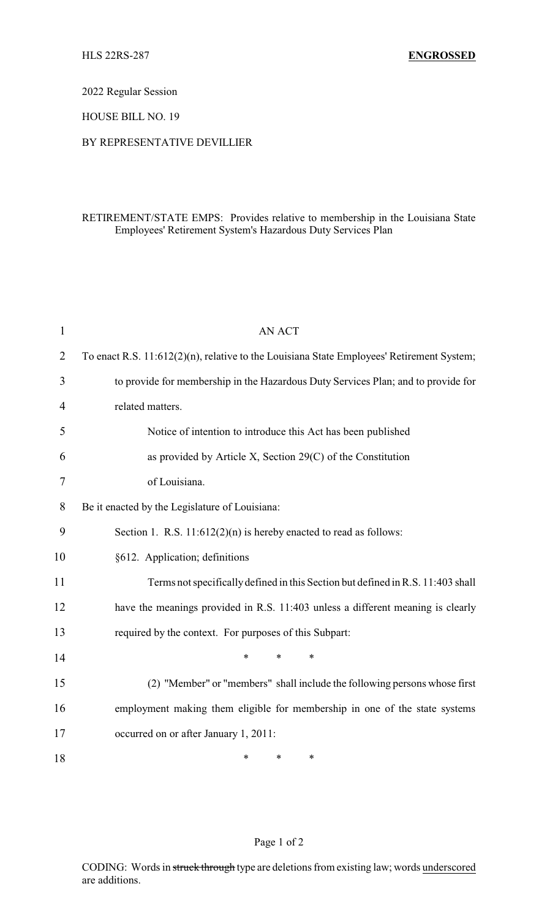HLS 22RS-287 **ENGROSSED**

2022 Regular Session

HOUSE BILL NO. 19

BY REPRESENTATIVE DEVILLIER

RETIREMENT/STATE EMPS: Provides relative to membership in the Louisiana State Employees' Retirement System's Hazardous Duty Services Plan

AN ACT

To enact R.S. 11:612(2)(n), relative to the Louisiana State Employees' Retirement System; to provide for membership in the Hazardous Duty Services Plan; and to provide for related matters.

Notice of intention to introduce this Act has been published as provided by Article X, Section 29(C) of the Constitution of Louisiana.

Be it enacted by the Legislature of Louisiana:

Section 1. R.S. 11:612(2)(n) is hereby enacted to read as follows:

§612. Application; definitions

Terms not specifically defined in this Section but defined in R.S. 11:403 shall have the meanings provided in R.S. 11:403 unless a different meaning is clearly required by the context. For purposes of this Subpart:

\* \* \*

(2) "Member" or "members" shall include the following persons whose first employment making them eligible for membership in one of the state systems occurred on or after January 1, 2011:

\* \* \*

CODING: Words in ~~struck through~~ type are deletions from existing law; words underscored are additions.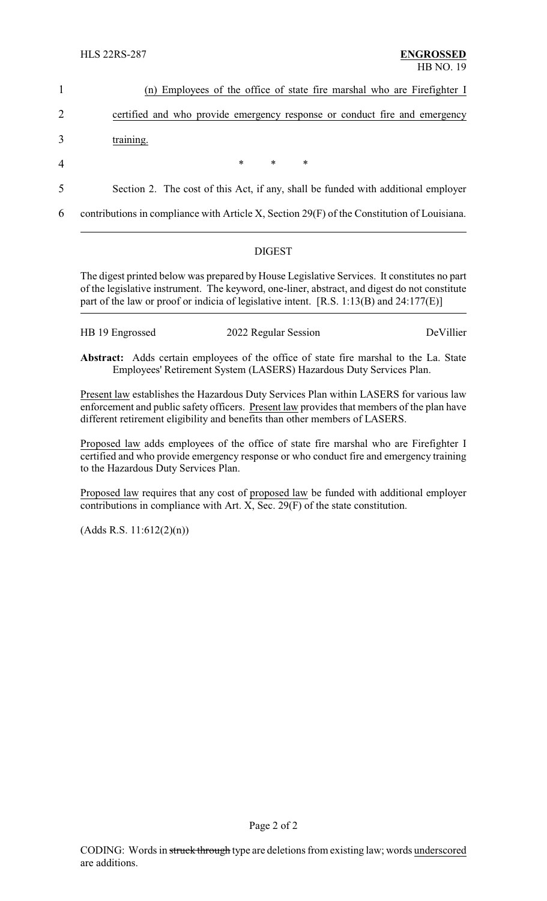(n) Employees of the office of state fire marshal who are Firefighter I certified and who provide emergency response or conduct fire and emergency training.

\* \* \*

Section 2. The cost of this Act, if any, shall be funded with additional employer contributions in compliance with Article X, Section 29(F) of the Constitution of Louisiana.

---

## DIGEST

The digest printed below was prepared by House Legislative Services. It constitutes no part of the legislative instrument. The keyword, one-liner, abstract, and digest do not constitute part of the law or proof or indicia of legislative intent. [R.S. 1:13(B) and 24:177(E)]

---

HB 19 Engrossed | 2022 Regular Session | DeVillier

**Abstract:** Adds certain employees of the office of state fire marshal to the La. State Employees' Retirement System (LASERS) Hazardous Duty Services Plan.

Present law establishes the Hazardous Duty Services Plan within LASERS for various law enforcement and public safety officers. Present law provides that members of the plan have different retirement eligibility and benefits than other members of LASERS.

Proposed law adds employees of the office of state fire marshal who are Firefighter I certified and who provide emergency response or who conduct fire and emergency training to the Hazardous Duty Services Plan.

Proposed law requires that any cost of proposed law be funded with additional employer contributions in compliance with Art. X, Sec. 29(F) of the state constitution.

(Adds R.S. 11:612(2)(n))

CODING: Words in ~~struck through~~ type are deletions from existing law; words underscored are additions.